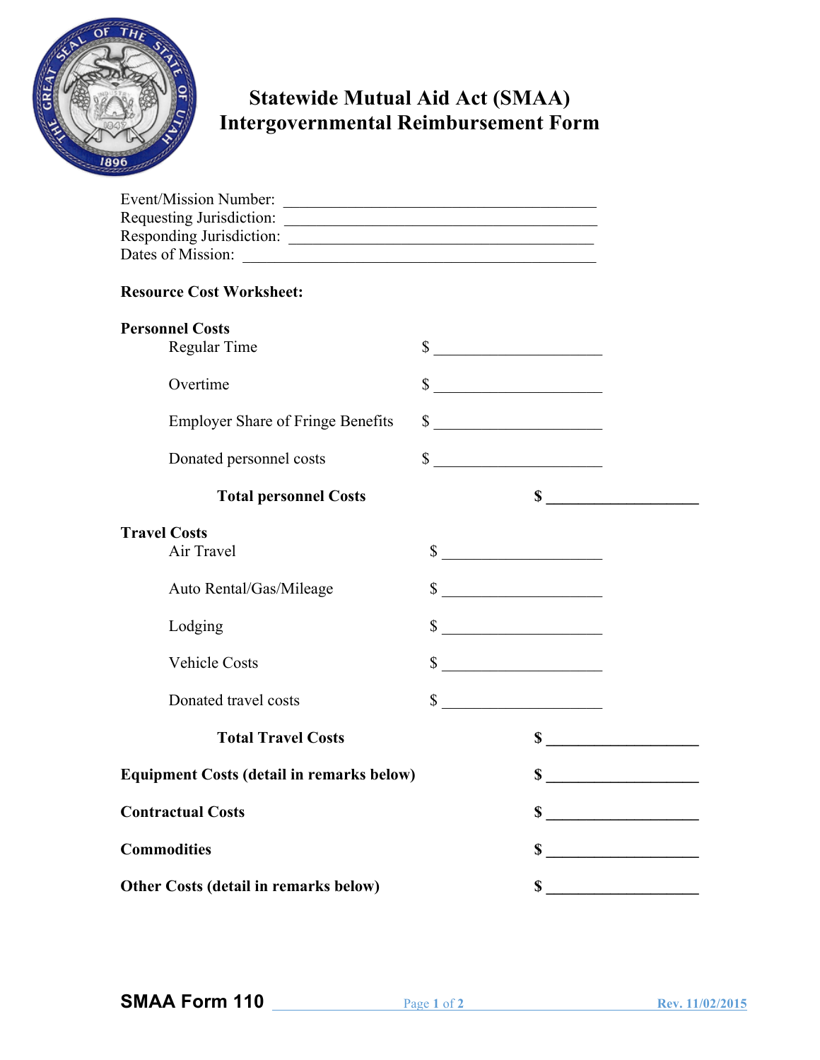# Statewide Mutual Aid Act (SMAA)
# Intergovernmental Reimbursement Form

Event/Mission Number: ________________________________________
Requesting Jurisdiction: ________________________________________
Responding Jurisdiction: ________________________________________
Dates of Mission: ____________________________________________

**Resource Cost Worksheet:**

**Personnel Costs**

| | | |
|---|---|---|
| Regular Time | $ ____________________ | |
| Overtime | $ ____________________ | |
| Employer Share of Fringe Benefits | $ ____________________ | |
| Donated personnel costs | $ ____________________ | |
| **Total personnel Costs** | | **$ ___________________** |

**Travel Costs**

| | | |
|---|---|---|
| Air Travel | $ ____________________ | |
| Auto Rental/Gas/Mileage | $ ____________________ | |
| Lodging | $ ____________________ | |
| Vehicle Costs | $ ____________________ | |
| Donated travel costs | $ ____________________ | |
| **Total Travel Costs** | | **$ ___________________** |

| | |
|---|---|
| **Equipment Costs (detail in remarks below)** | **$ ___________________** |
| **Contractual Costs** | **$ ___________________** |
| **Commodities** | **$ ___________________** |
| **Other Costs (detail in remarks below)** | **$ ___________________** |

**SMAA Form 110** Rev. 11/02/2015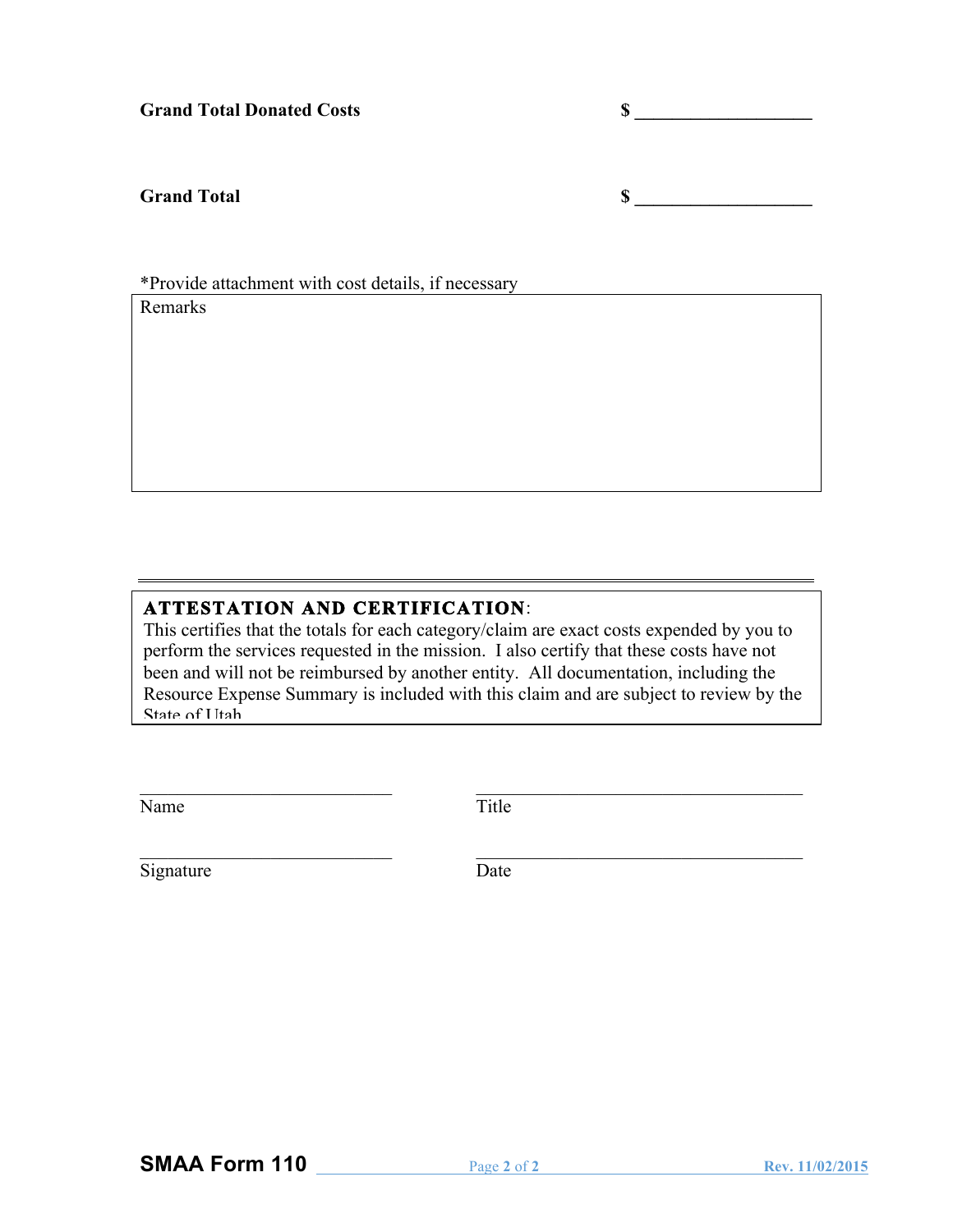**Grand Total Donated Costs** **$ ___________________**

**Grand Total** **$ ___________________**

*Provide attachment with cost details, if necessary

| Remarks |
|---|
| |

---

**ATTESTATION AND CERTIFICATION**:
This certifies that the totals for each category/claim are exact costs expended by you to perform the services requested in the mission. I also certify that these costs have not been and will not be reimbursed by another entity. All documentation, including the Resource Expense Summary is included with this claim and are subject to review by the State of Utah

___________________________ ___________________________
Name Title

___________________________ ___________________________
Signature Date

**SMAA Form 110** Rev. 11/02/2015